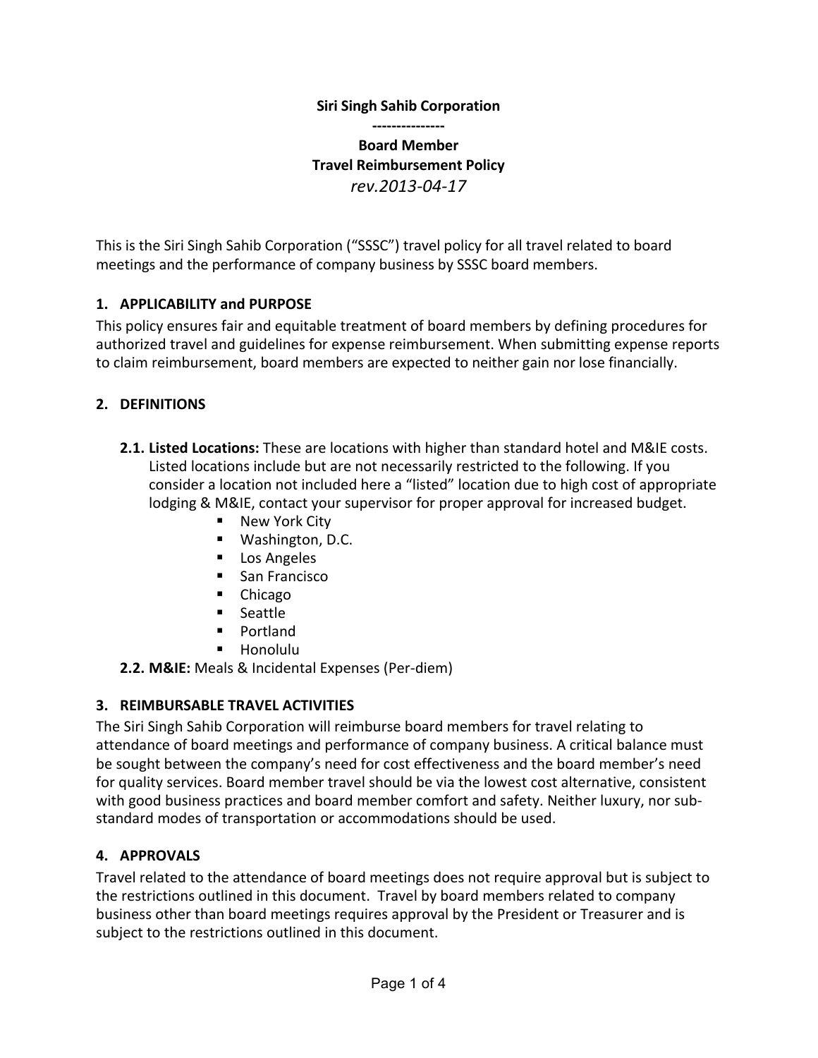**Siri Singh Sahib Corporation**

**---------------**

**Board Member**
**Travel Reimbursement Policy**
*rev.2013-04-17*

This is the Siri Singh Sahib Corporation ("SSSC") travel policy for all travel related to board meetings and the performance of company business by SSSC board members.

## 1. APPLICABILITY and PURPOSE

This policy ensures fair and equitable treatment of board members by defining procedures for authorized travel and guidelines for expense reimbursement. When submitting expense reports to claim reimbursement, board members are expected to neither gain nor lose financially.

## 2. DEFINITIONS

**2.1. Listed Locations:** These are locations with higher than standard hotel and M&IE costs. Listed locations include but are not necessarily restricted to the following. If you consider a location not included here a "listed" location due to high cost of appropriate lodging & M&IE, contact your supervisor for proper approval for increased budget.

- New York City
- Washington, D.C.
- Los Angeles
- San Francisco
- Chicago
- Seattle
- Portland
- Honolulu

**2.2. M&IE:** Meals & Incidental Expenses (Per-diem)

## 3. REIMBURSABLE TRAVEL ACTIVITIES

The Siri Singh Sahib Corporation will reimburse board members for travel relating to attendance of board meetings and performance of company business. A critical balance must be sought between the company's need for cost effectiveness and the board member's need for quality services. Board member travel should be via the lowest cost alternative, consistent with good business practices and board member comfort and safety. Neither luxury, nor sub-standard modes of transportation or accommodations should be used.

## 4. APPROVALS

Travel related to the attendance of board meetings does not require approval but is subject to the restrictions outlined in this document. Travel by board members related to company business other than board meetings requires approval by the President or Treasurer and is subject to the restrictions outlined in this document.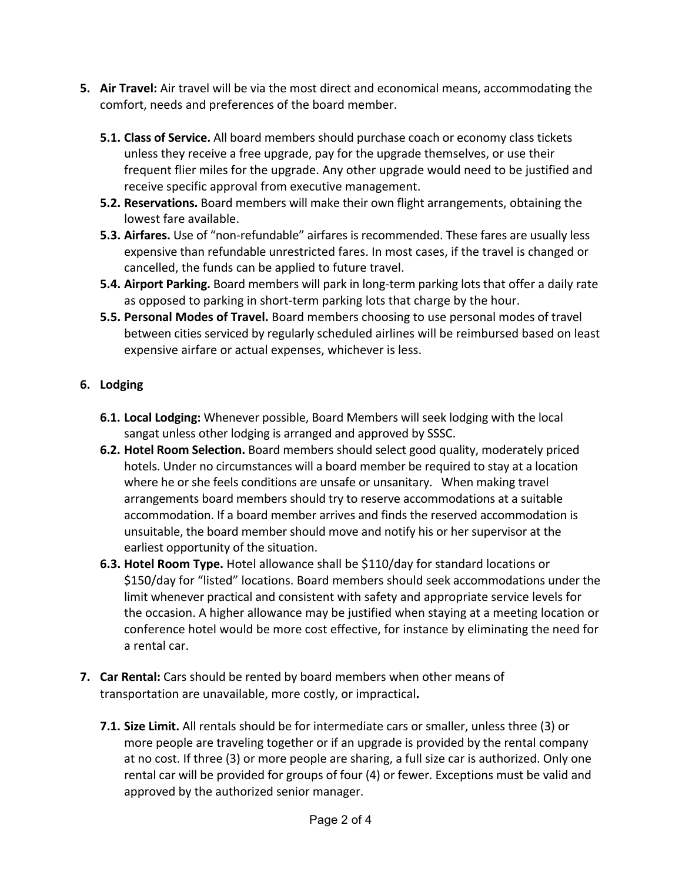5. **Air Travel:** Air travel will be via the most direct and economical means, accommodating the comfort, needs and preferences of the board member.

   5.1. **Class of Service.** All board members should purchase coach or economy class tickets unless they receive a free upgrade, pay for the upgrade themselves, or use their frequent flier miles for the upgrade. Any other upgrade would need to be justified and receive specific approval from executive management.

   5.2. **Reservations.** Board members will make their own flight arrangements, obtaining the lowest fare available.

   5.3. **Airfares.** Use of "non-refundable" airfares is recommended. These fares are usually less expensive than refundable unrestricted fares. In most cases, if the travel is changed or cancelled, the funds can be applied to future travel.

   5.4. **Airport Parking.** Board members will park in long-term parking lots that offer a daily rate as opposed to parking in short-term parking lots that charge by the hour.

   5.5. **Personal Modes of Travel.** Board members choosing to use personal modes of travel between cities serviced by regularly scheduled airlines will be reimbursed based on least expensive airfare or actual expenses, whichever is less.

6. **Lodging**

   6.1. **Local Lodging:** Whenever possible, Board Members will seek lodging with the local sangat unless other lodging is arranged and approved by SSSC.

   6.2. **Hotel Room Selection.** Board members should select good quality, moderately priced hotels. Under no circumstances will a board member be required to stay at a location where he or she feels conditions are unsafe or unsanitary. When making travel arrangements board members should try to reserve accommodations at a suitable accommodation. If a board member arrives and finds the reserved accommodation is unsuitable, the board member should move and notify his or her supervisor at the earliest opportunity of the situation.

   6.3. **Hotel Room Type.** Hotel allowance shall be $110/day for standard locations or $150/day for "listed" locations. Board members should seek accommodations under the limit whenever practical and consistent with safety and appropriate service levels for the occasion. A higher allowance may be justified when staying at a meeting location or conference hotel would be more cost effective, for instance by eliminating the need for a rental car.

7. **Car Rental:** Cars should be rented by board members when other means of transportation are unavailable, more costly, or impractical**.**

   7.1. **Size Limit.** All rentals should be for intermediate cars or smaller, unless three (3) or more people are traveling together or if an upgrade is provided by the rental company at no cost. If three (3) or more people are sharing, a full size car is authorized. Only one rental car will be provided for groups of four (4) or fewer. Exceptions must be valid and approved by the authorized senior manager.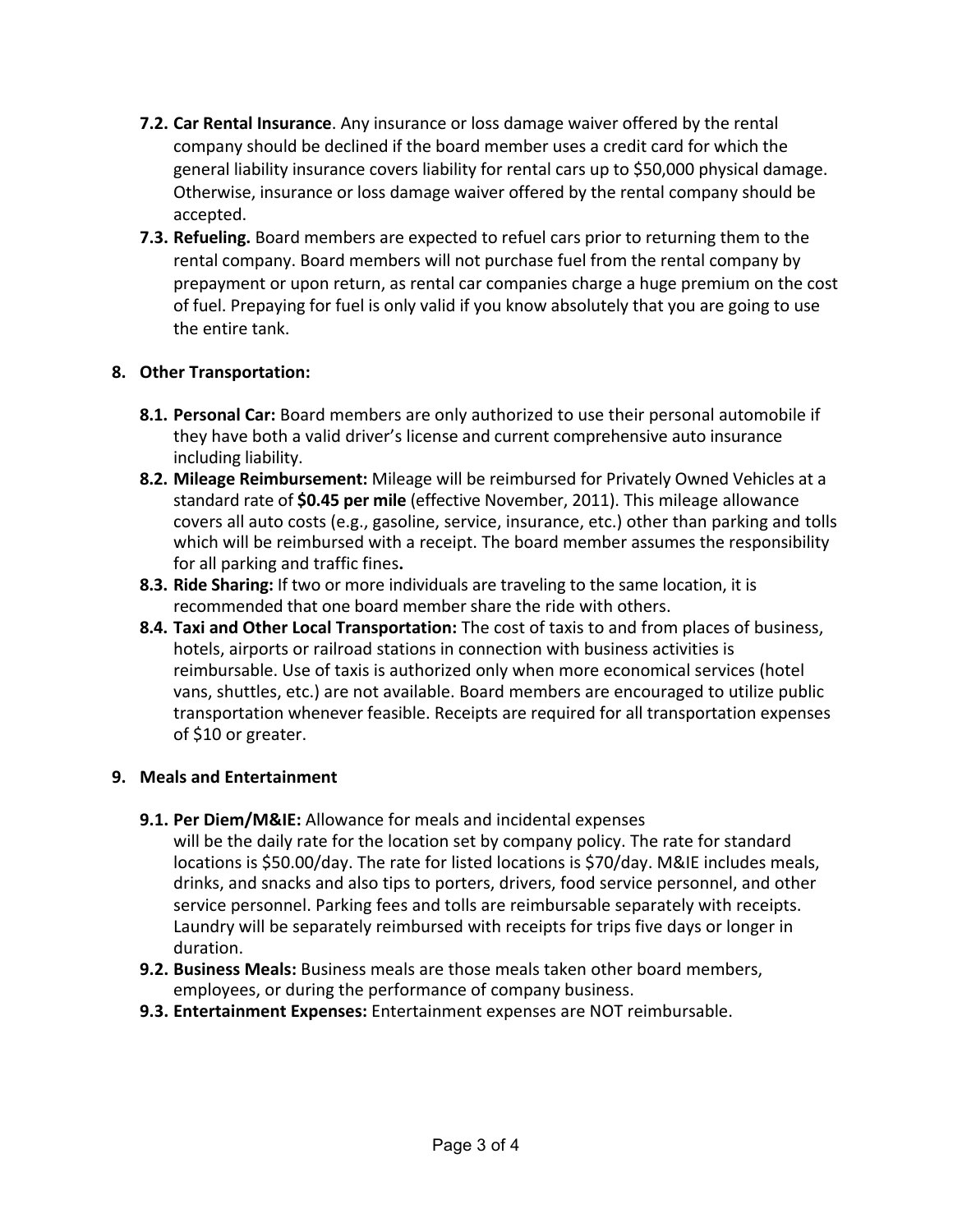- **7.2. Car Rental Insurance**. Any insurance or loss damage waiver offered by the rental company should be declined if the board member uses a credit card for which the general liability insurance covers liability for rental cars up to $50,000 physical damage. Otherwise, insurance or loss damage waiver offered by the rental company should be accepted.
- **7.3. Refueling.** Board members are expected to refuel cars prior to returning them to the rental company. Board members will not purchase fuel from the rental company by prepayment or upon return, as rental car companies charge a huge premium on the cost of fuel. Prepaying for fuel is only valid if you know absolutely that you are going to use the entire tank.

**8. Other Transportation:**

- **8.1. Personal Car:** Board members are only authorized to use their personal automobile if they have both a valid driver's license and current comprehensive auto insurance including liability.
- **8.2. Mileage Reimbursement:** Mileage will be reimbursed for Privately Owned Vehicles at a standard rate of **$0.45 per mile** (effective November, 2011). This mileage allowance covers all auto costs (e.g., gasoline, service, insurance, etc.) other than parking and tolls which will be reimbursed with a receipt. The board member assumes the responsibility for all parking and traffic fines**.**
- **8.3. Ride Sharing:** If two or more individuals are traveling to the same location, it is recommended that one board member share the ride with others.
- **8.4. Taxi and Other Local Transportation:** The cost of taxis to and from places of business, hotels, airports or railroad stations in connection with business activities is reimbursable. Use of taxis is authorized only when more economical services (hotel vans, shuttles, etc.) are not available. Board members are encouraged to utilize public transportation whenever feasible. Receipts are required for all transportation expenses of $10 or greater.

**9. Meals and Entertainment**

- **9.1. Per Diem/M&IE:** Allowance for meals and incidental expenses will be the daily rate for the location set by company policy. The rate for standard locations is $50.00/day. The rate for listed locations is $70/day. M&IE includes meals, drinks, and snacks and also tips to porters, drivers, food service personnel, and other service personnel. Parking fees and tolls are reimbursable separately with receipts. Laundry will be separately reimbursed with receipts for trips five days or longer in duration.
- **9.2. Business Meals:** Business meals are those meals taken other board members, employees, or during the performance of company business.
- **9.3. Entertainment Expenses:** Entertainment expenses are NOT reimbursable.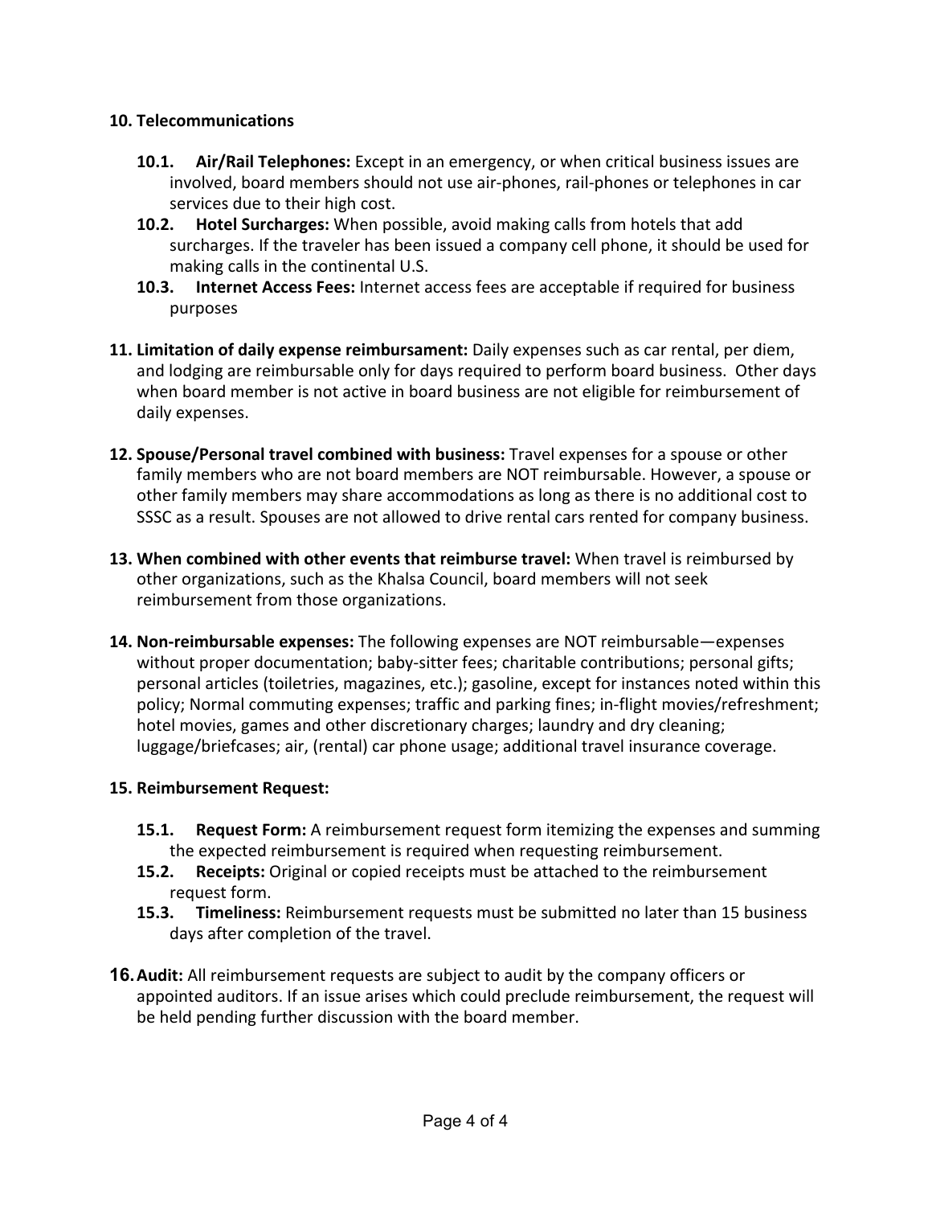**10. Telecommunications**

- **10.1. Air/Rail Telephones:** Except in an emergency, or when critical business issues are involved, board members should not use air-phones, rail-phones or telephones in car services due to their high cost.
- **10.2. Hotel Surcharges:** When possible, avoid making calls from hotels that add surcharges. If the traveler has been issued a company cell phone, it should be used for making calls in the continental U.S.
- **10.3. Internet Access Fees:** Internet access fees are acceptable if required for business purposes

**11. Limitation of daily expense reimbursament:** Daily expenses such as car rental, per diem, and lodging are reimbursable only for days required to perform board business. Other days when board member is not active in board business are not eligible for reimbursement of daily expenses.

**12. Spouse/Personal travel combined with business:** Travel expenses for a spouse or other family members who are not board members are NOT reimbursable. However, a spouse or other family members may share accommodations as long as there is no additional cost to SSSC as a result. Spouses are not allowed to drive rental cars rented for company business.

**13. When combined with other events that reimburse travel:** When travel is reimbursed by other organizations, such as the Khalsa Council, board members will not seek reimbursement from those organizations.

**14. Non-reimbursable expenses:** The following expenses are NOT reimbursable—expenses without proper documentation; baby-sitter fees; charitable contributions; personal gifts; personal articles (toiletries, magazines, etc.); gasoline, except for instances noted within this policy; Normal commuting expenses; traffic and parking fines; in-flight movies/refreshment; hotel movies, games and other discretionary charges; laundry and dry cleaning; luggage/briefcases; air, (rental) car phone usage; additional travel insurance coverage.

**15. Reimbursement Request:**

- **15.1. Request Form:** A reimbursement request form itemizing the expenses and summing the expected reimbursement is required when requesting reimbursement.
- **15.2. Receipts:** Original or copied receipts must be attached to the reimbursement request form.
- **15.3. Timeliness:** Reimbursement requests must be submitted no later than 15 business days after completion of the travel.

**16. Audit:** All reimbursement requests are subject to audit by the company officers or appointed auditors. If an issue arises which could preclude reimbursement, the request will be held pending further discussion with the board member.